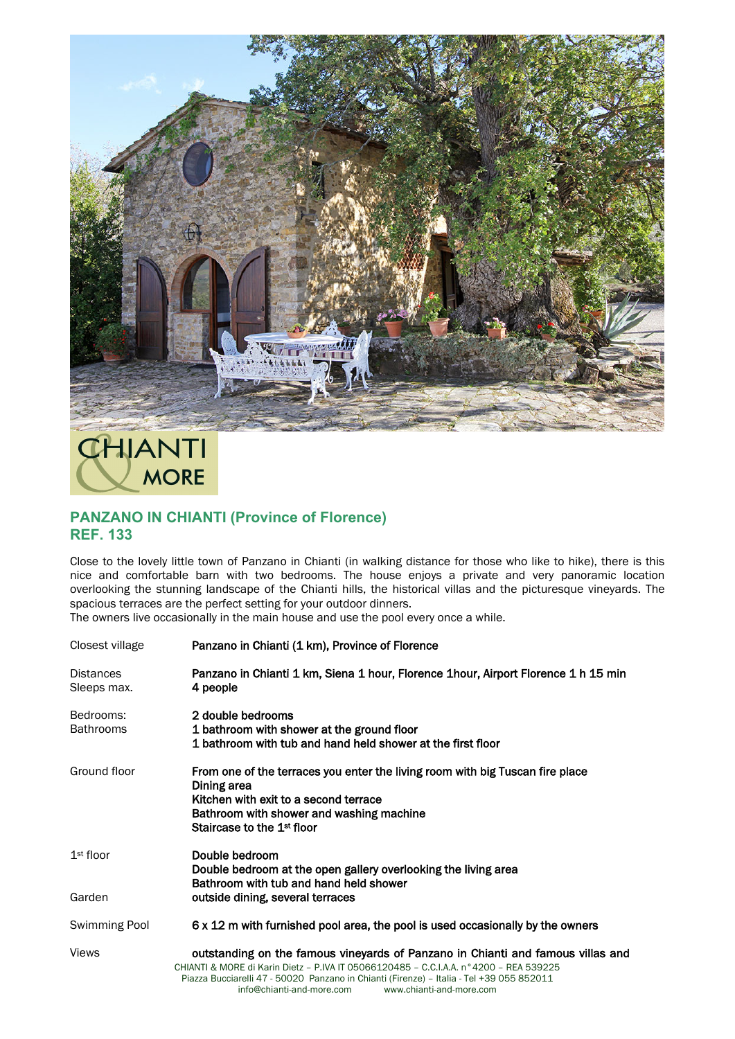CHIANTI & MORE

## PANZANO IN CHIANTI (Province of Florence)
## REF. 133

Close to the lovely little town of Panzano in Chianti (in walking distance for those who like to hike), there is this nice and comfortable barn with two bedrooms. The house enjoys a private and very panoramic location overlooking the stunning landscape of the Chianti hills, the historical villas and the picturesque vineyards. The spacious terraces are the perfect setting for your outdoor dinners.
The owners live occasionally in the main house and use the pool every once a while.

| | |
|---|---|
| Closest village | Panzano in Chianti (1 km), Province of Florence |
| Distances | Panzano in Chianti 1 km, Siena 1 hour, Florence 1hour, Airport Florence 1 h 15 min |
| Sleeps max. | 4 people |
| Bedrooms: | 2 double bedrooms |
| Bathrooms | 1 bathroom with shower at the ground floor<br>1 bathroom with tub and hand held shower at the first floor |
| Ground floor | From one of the terraces you enter the living room with big Tuscan fire place<br>Dining area<br>Kitchen with exit to a second terrace<br>Bathroom with shower and washing machine<br>Staircase to the 1st floor |
| 1st floor | Double bedroom<br>Double bedroom at the open gallery overlooking the living area<br>Bathroom with tub and hand held shower |
| Garden | outside dining, several terraces |
| Swimming Pool | 6 x 12 m with furnished pool area, the pool is used occasionally by the owners |
| Views | outstanding on the famous vineyards of Panzano in Chianti and famous villas and |

CHIANTI & MORE di Karin Dietz – P.IVA IT 05066120485 – C.C.I.A.A. n°4200 – REA 539225
Piazza Bucciarelli 47 - 50020 Panzano in Chianti (Firenze) – Italia - Tel +39 055 852011
info@chianti-and-more.com www.chianti-and-more.com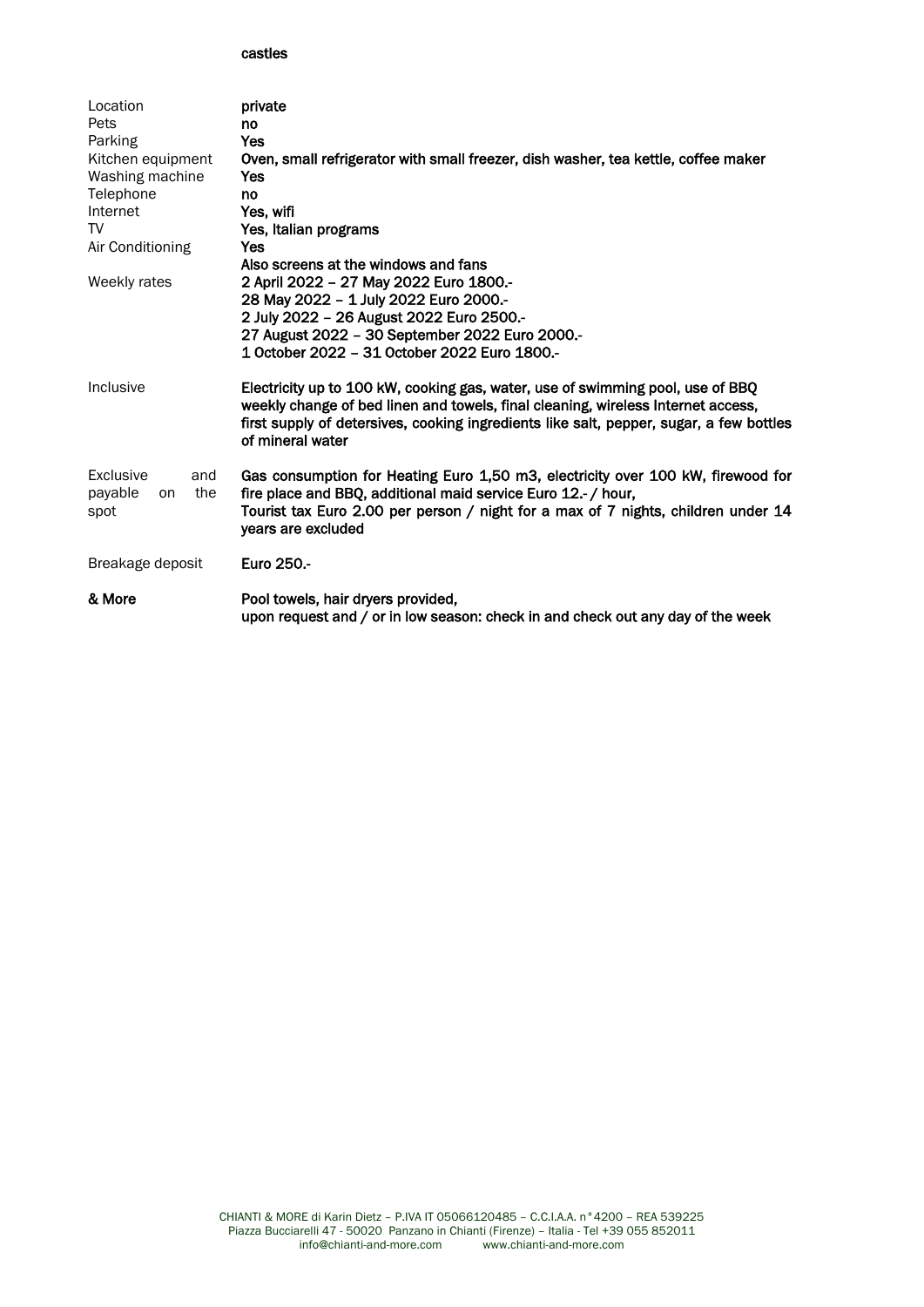castles

| | |
|---|---|
| Location | **private** |
| Pets | **no** |
| Parking | **Yes** |
| Kitchen equipment | **Oven, small refrigerator with small freezer, dish washer, tea kettle, coffee maker** |
| Washing machine | **Yes** |
| Telephone | **no** |
| Internet | **Yes, wifi** |
| TV | **Yes, Italian programs** |
| Air Conditioning | **Yes**<br>**Also screens at the windows and fans** |
| Weekly rates | **2 April 2022 – 27 May 2022 Euro 1800.-**<br>**28 May 2022 – 1 July 2022 Euro 2000.-**<br>**2 July 2022 – 26 August 2022 Euro 2500.-**<br>**27 August 2022 – 30 September 2022 Euro 2000.-**<br>**1 October 2022 – 31 October 2022 Euro 1800.-** |
| Inclusive | **Electricity up to 100 kW, cooking gas, water, use of swimming pool, use of BBQ weekly change of bed linen and towels, final cleaning, wireless Internet access, first supply of detersives, cooking ingredients like salt, pepper, sugar, a few bottles of mineral water** |
| Exclusive and payable on the spot | **Gas consumption for Heating Euro 1,50 m3, electricity over 100 kW, firewood for fire place and BBQ, additional maid service Euro 12.- / hour,**<br>**Tourist tax Euro 2.00 per person / night for a max of 7 nights, children under 14 years are excluded** |
| Breakage deposit | **Euro 250.-** |
| **& More** | **Pool towels, hair dryers provided,**<br>**upon request and / or in low season: check in and check out any day of the week** |